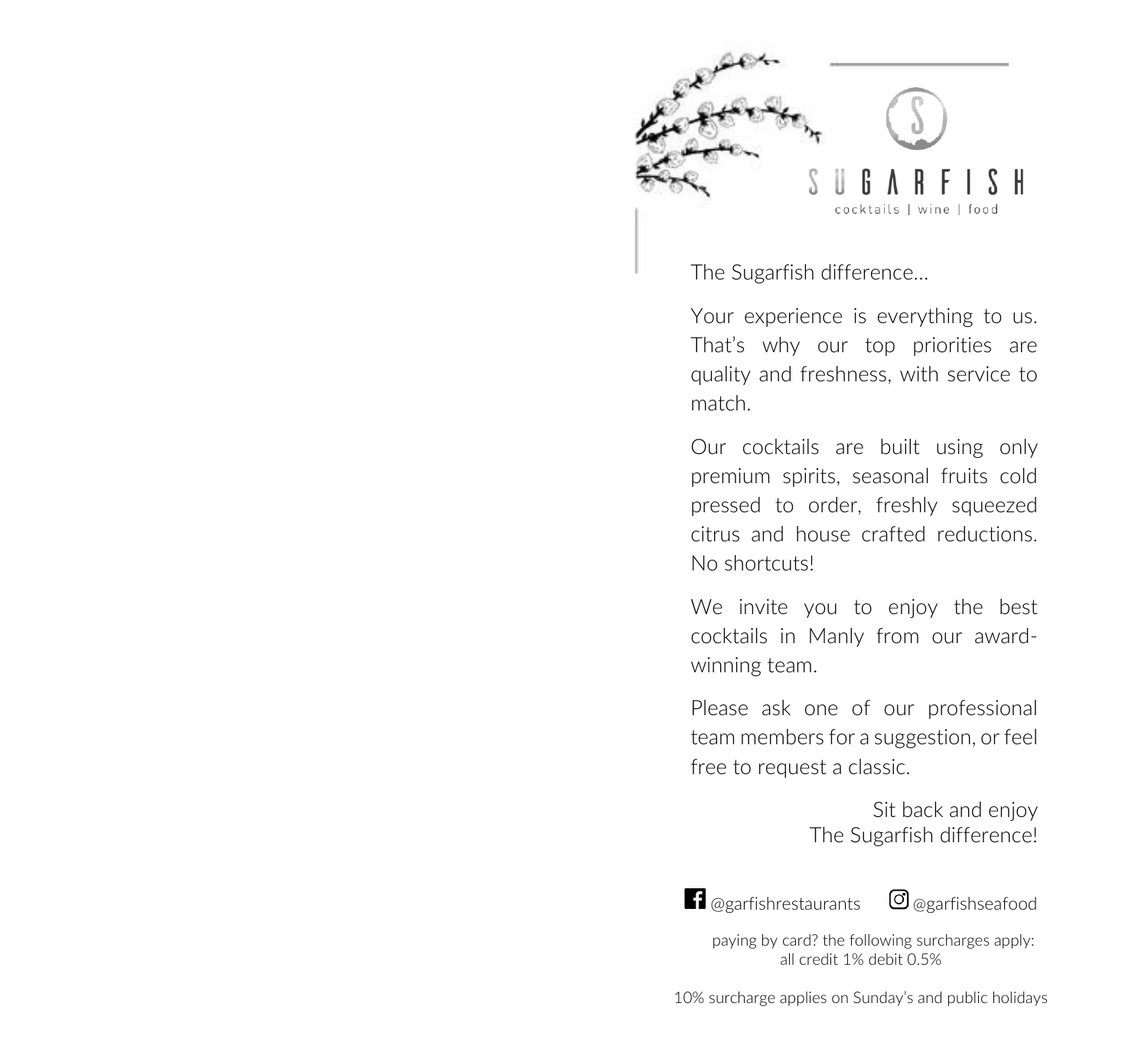# SUGARFISH

cocktails | wine | food

The Sugarfish difference...

Your experience is everything to us. That's why our top priorities are quality and freshness, with service to match.

Our cocktails are built using only premium spirits, seasonal fruits cold pressed to order, freshly squeezed citrus and house crafted reductions. No shortcuts!

We invite you to enjoy the best cocktails in Manly from our award-winning team.

Please ask one of our professional team members for a suggestion, or feel free to request a classic.

Sit back and enjoy
The Sugarfish difference!

@garfishrestaurants @garfishseafood

paying by card? the following surcharges apply:
all credit 1% debit 0.5%

10% surcharge applies on Sunday's and public holidays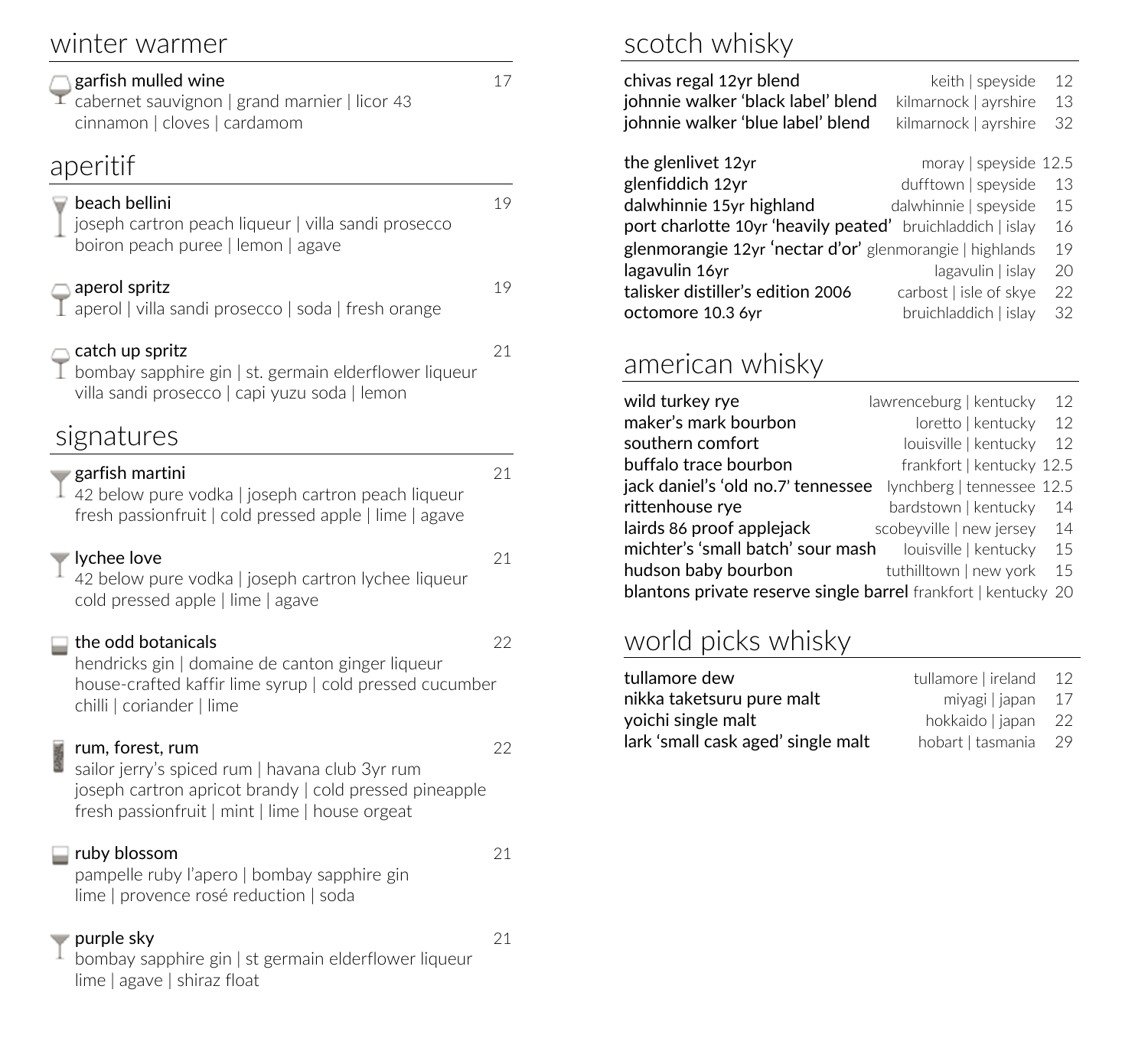## winter warmer

**garfish mulled wine** 17
cabernet sauvignon | grand marnier | licor 43
cinnamon | cloves | cardamom

## aperitif

**beach bellini** 19
joseph cartron peach liqueur | villa sandi prosecco
boiron peach puree | lemon | agave

**aperol spritz** 19
aperol | villa sandi prosecco | soda | fresh orange

**catch up spritz** 21
bombay sapphire gin | st. germain elderflower liqueur
villa sandi prosecco | capi yuzu soda | lemon

## signatures

**garfish martini** 21
42 below pure vodka | joseph cartron peach liqueur
fresh passionfruit | cold pressed apple | lime | agave

**lychee love** 21
42 below pure vodka | joseph cartron lychee liqueur
cold pressed apple | lime | agave

**the odd botanicals** 22
hendricks gin | domaine de canton ginger liqueur
house-crafted kaffir lime syrup | cold pressed cucumber
chilli | coriander | lime

**rum, forest, rum** 22
sailor jerry's spiced rum | havana club 3yr rum
joseph cartron apricot brandy | cold pressed pineapple
fresh passionfruit | mint | lime | house orgeat

**ruby blossom** 21
pampelle ruby l'apero | bombay sapphire gin
lime | provence rosé reduction | soda

**purple sky** 21
bombay sapphire gin | st germain elderflower liqueur
lime | agave | shiraz float

## scotch whisky

| | | |
|---|---|---|
| chivas regal 12yr blend | keith \| speyside | 12 |
| johnnie walker 'black label' blend | kilmarnock \| ayrshire | 13 |
| johnnie walker 'blue label' blend | kilmarnock \| ayrshire | 32 |
| the glenlivet 12yr | moray \| speyside | 12.5 |
| glenfiddich 12yr | dufftown \| speyside | 13 |
| dalwhinnie 15yr highland | dalwhinnie \| speyside | 15 |
| port charlotte 10yr 'heavily peated' | bruichladdich \| islay | 16 |
| glenmorangie 12yr 'nectar d'or' | glenmorangie \| highlands | 19 |
| lagavulin 16yr | lagavulin \| islay | 20 |
| talisker distiller's edition 2006 | carbost \| isle of skye | 22 |
| octomore 10.3 6yr | bruichladdich \| islay | 32 |

## american whisky

| | | |
|---|---|---|
| wild turkey rye | lawrenceburg \| kentucky | 12 |
| maker's mark bourbon | loretto \| kentucky | 12 |
| southern comfort | louisville \| kentucky | 12 |
| buffalo trace bourbon | frankfort \| kentucky | 12.5 |
| jack daniel's 'old no.7' tennessee | lynchberg \| tennessee | 12.5 |
| rittenhouse rye | bardstown \| kentucky | 14 |
| lairds 86 proof applejack | scobeyville \| new jersey | 14 |
| michter's 'small batch' sour mash | louisville \| kentucky | 15 |
| hudson baby bourbon | tuthilltown \| new york | 15 |
| blantons private reserve single barrel | frankfort \| kentucky | 20 |

## world picks whisky

| | | |
|---|---|---|
| tullamore dew | tullamore \| ireland | 12 |
| nikka taketsuru pure malt | miyagi \| japan | 17 |
| yoichi single malt | hokkaido \| japan | 22 |
| lark 'small cask aged' single malt | hobart \| tasmania | 29 |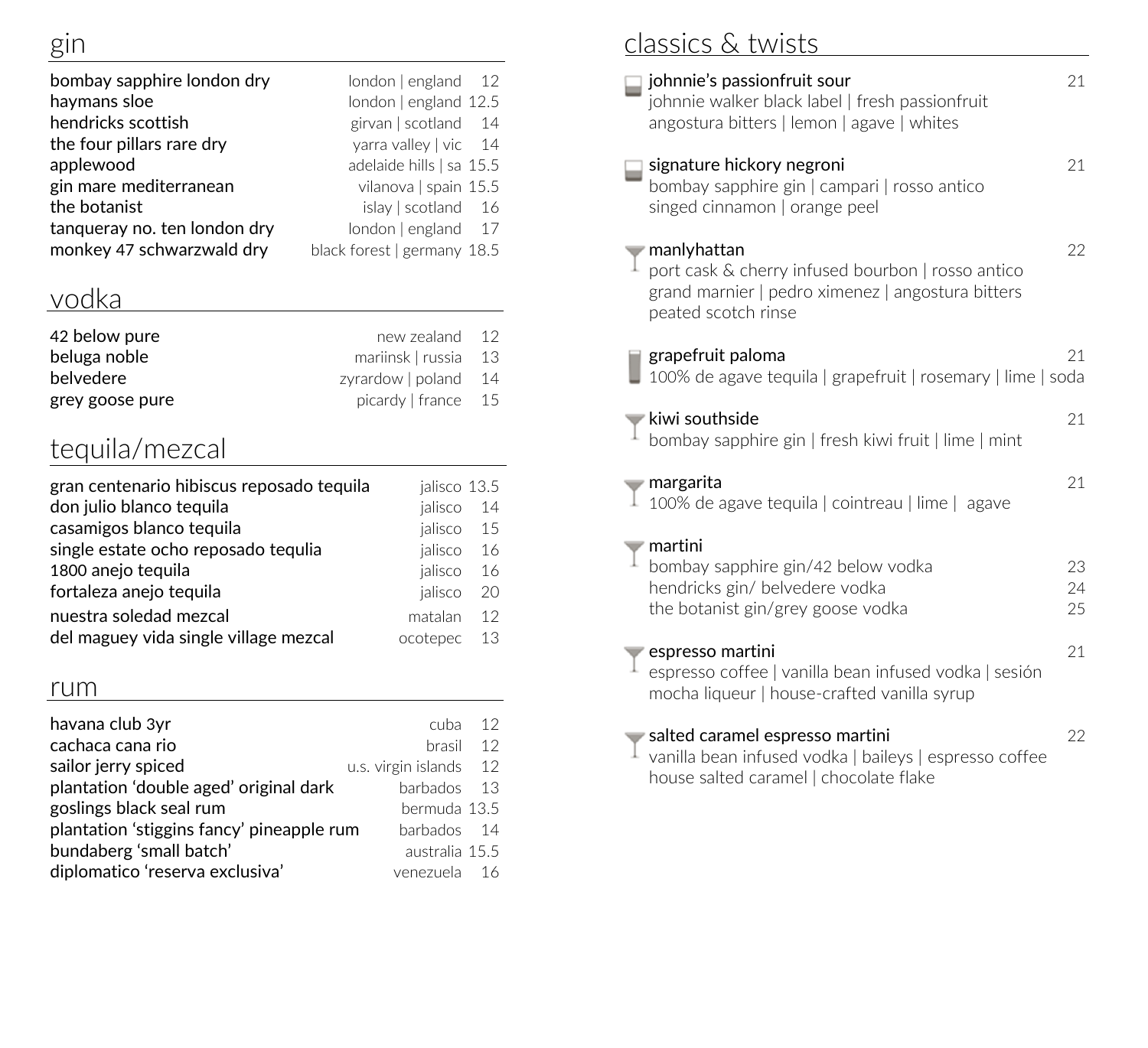## gin

| | | |
|---|---|---|
| bombay sapphire london dry | london \| england | 12 |
| haymans sloe | london \| england | 12.5 |
| hendricks scottish | girvan \| scotland | 14 |
| the four pillars rare dry | yarra valley \| vic | 14 |
| applewood | adelaide hills \| sa | 15.5 |
| gin mare mediterranean | vilanova \| spain | 15.5 |
| the botanist | islay \| scotland | 16 |
| tanqueray no. ten london dry | london \| england | 17 |
| monkey 47 schwarzwald dry | black forest \| germany | 18.5 |

## vodka

| | | |
|---|---|---|
| 42 below pure | new zealand | 12 |
| beluga noble | mariinsk \| russia | 13 |
| belvedere | zyrardow \| poland | 14 |
| grey goose pure | picardy \| france | 15 |

## tequila/mezcal

| | | |
|---|---|---|
| gran centenario hibiscus reposado tequila | jalisco | 13.5 |
| don julio blanco tequila | jalisco | 14 |
| casamigos blanco tequila | jalisco | 15 |
| single estate ocho reposado tequlia | jalisco | 16 |
| 1800 anejo tequila | jalisco | 16 |
| fortaleza anejo tequila | jalisco | 20 |
| nuestra soledad mezcal | matalan | 12 |
| del maguey vida single village mezcal | ocotepec | 13 |

## rum

| | | |
|---|---|---|
| havana club 3yr | cuba | 12 |
| cachaca cana rio | brasil | 12 |
| sailor jerry spiced | u.s. virgin islands | 12 |
| plantation 'double aged' original dark | barbados | 13 |
| goslings black seal rum | bermuda | 13.5 |
| plantation 'stiggins fancy' pineapple rum | barbados | 14 |
| bundaberg 'small batch' | australia | 15.5 |
| diplomatico 'reserva exclusiva' | venezuela | 16 |

## classics & twists

**johnnie's passionfruit sour** — 21
johnnie walker black label | fresh passionfruit
angostura bitters | lemon | agave | whites

**signature hickory negroni** — 21
bombay sapphire gin | campari | rosso antico
singed cinnamon | orange peel

**manlyhattan** — 22
port cask & cherry infused bourbon | rosso antico
grand marnier | pedro ximenez | angostura bitters
peated scotch rinse

**grapefruit paloma** — 21
100% de agave tequila | grapefruit | rosemary | lime | soda

**kiwi southside** — 21
bombay sapphire gin | fresh kiwi fruit | lime | mint

**margarita** — 21
100% de agave tequila | cointreau | lime | agave

**martini**
bombay sapphire gin/42 below vodka — 23
hendricks gin/ belvedere vodka — 24
the botanist gin/grey goose vodka — 25

**espresso martini** — 21
espresso coffee | vanilla bean infused vodka | sesión
mocha liqueur | house-crafted vanilla syrup

**salted caramel espresso martini** — 22
vanilla bean infused vodka | baileys | espresso coffee
house salted caramel | chocolate flake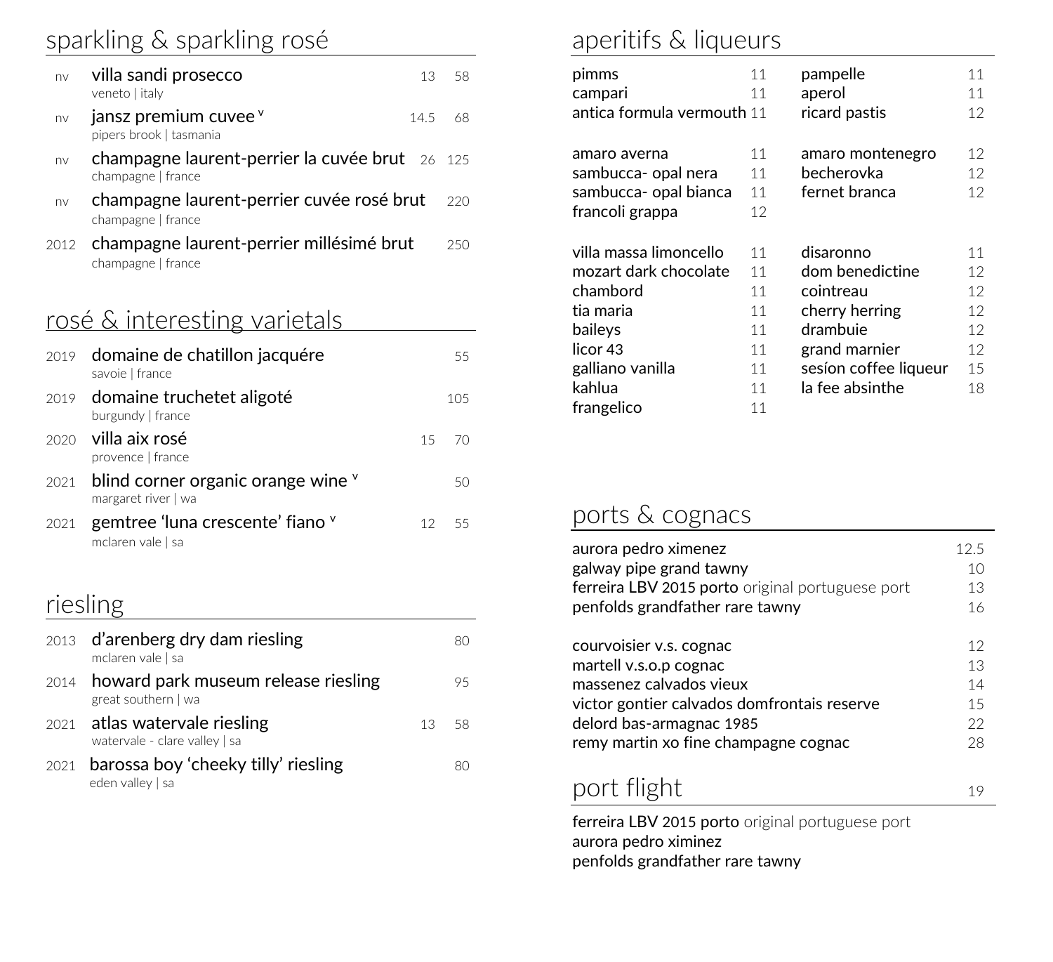## sparkling & sparkling rosé

| | | | |
|---|---|---|---|
| nv | villa sandi prosecco<br>veneto \| italy | 13 | 58 |
| nv | jansz premium cuvee [v]<br>pipers brook \| tasmania | 14.5 | 68 |
| nv | champagne laurent-perrier la cuvée brut<br>champagne \| france | 26 | 125 |
| nv | champagne laurent-perrier cuvée rosé brut<br>champagne \| france | | 220 |
| 2012 | champagne laurent-perrier millésimé brut<br>champagne \| france | | 250 |

## rosé & interesting varietals

| | | | |
|---|---|---|---|
| 2019 | domaine de chatillon jacquére<br>savoie \| france | | 55 |
| 2019 | domaine truchetet aligoté<br>burgundy \| france | | 105 |
| 2020 | villa aix rosé<br>provence \| france | 15 | 70 |
| 2021 | blind corner organic orange wine [v]<br>margaret river \| wa | | 50 |
| 2021 | gemtree 'luna crescente' fiano [v]<br>mclaren vale \| sa | 12 | 55 |

## riesling

| | | | |
|---|---|---|---|
| 2013 | d'arenberg dry dam riesling<br>mclaren vale \| sa | | 80 |
| 2014 | howard park museum release riesling<br>great southern \| wa | | 95 |
| 2021 | atlas watervale riesling<br>watervale - clare valley \| sa | 13 | 58 |
| 2021 | barossa boy 'cheeky tilly' riesling<br>eden valley \| sa | | 80 |

## aperitifs & liqueurs

| | |
|---|---|
| pimms | 11 |
| campari | 11 |
| antica formula vermouth | 11 |
| pampelle | 11 |
| aperol | 11 |
| ricard pastis | 12 |
| amaro averna | 11 |
| sambucca- opal nera | 11 |
| sambucca- opal bianca | 11 |
| francoli grappa | 12 |
| amaro montenegro | 12 |
| becherovka | 12 |
| fernet branca | 12 |
| villa massa limoncello | 11 |
| mozart dark chocolate | 11 |
| chambord | 11 |
| tia maria | 11 |
| baileys | 11 |
| licor 43 | 11 |
| galliano vanilla | 11 |
| kahlua | 11 |
| frangelico | 11 |
| disaronno | 11 |
| dom benedictine | 12 |
| cointreau | 12 |
| cherry herring | 12 |
| drambuie | 12 |
| grand marnier | 12 |
| sesíon coffee liqueur | 15 |
| la fee absinthe | 18 |

## ports & cognacs

| | |
|---|---|
| aurora pedro ximenez | 12.5 |
| galway pipe grand tawny | 10 |
| ferreira LBV 2015 porto original portuguese port | 13 |
| penfolds grandfather rare tawny | 16 |
| courvoisier v.s. cognac | 12 |
| martell v.s.o.p cognac | 13 |
| massenez calvados vieux | 14 |
| victor gontier calvados domfrontais reserve | 15 |
| delord bas-armagnac 1985 | 22 |
| remy martin xo fine champagne cognac | 28 |

## port flight 19

ferreira LBV 2015 porto original portuguese port
aurora pedro ximinez
penfolds grandfather rare tawny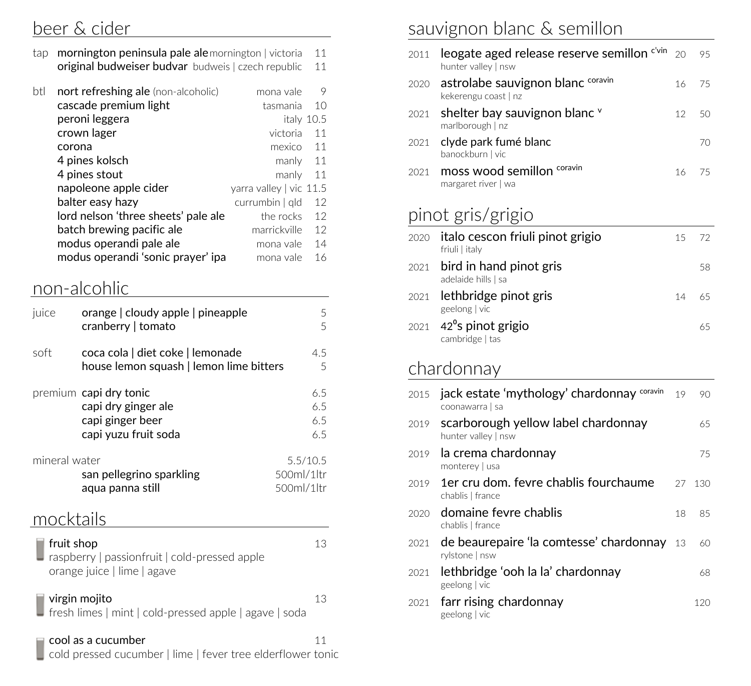## beer & cider

| | | | |
|---|---|---|---|
| tap | mornington peninsula pale ale | mornington \| victoria | 11 |
| | original budweiser budvar | budweis \| czech republic | 11 |
| btl | nort refreshing ale (non-alcoholic) | mona vale | 9 |
| | cascade premium light | tasmania | 10 |
| | peroni leggera | italy | 10.5 |
| | crown lager | victoria | 11 |
| | corona | mexico | 11 |
| | 4 pines kolsch | manly | 11 |
| | 4 pines stout | manly | 11 |
| | napoleone apple cider | yarra valley \| vic | 11.5 |
| | balter easy hazy | currumbin \| qld | 12 |
| | lord nelson 'three sheets' pale ale | the rocks | 12 |
| | batch brewing pacific ale | marrickville | 12 |
| | modus operandi pale ale | mona vale | 14 |
| | modus operandi 'sonic prayer' ipa | mona vale | 16 |

## non-alcohlic

| | | |
|---|---|---|
| juice | orange \| cloudy apple \| pineapple | 5 |
| | cranberry \| tomato | 5 |
| soft | coca cola \| diet coke \| lemonade | 4.5 |
| | house lemon squash \| lemon lime bitters | 5 |
| premium | capi dry tonic | 6.5 |
| | capi dry ginger ale | 6.5 |
| | capi ginger beer | 6.5 |
| | capi yuzu fruit soda | 6.5 |
| mineral water | | 5.5/10.5 |
| | san pellegrino sparkling | 500ml/1ltr |
| | aqua panna still | 500ml/1ltr |

## mocktails

**fruit shop** 13
raspberry | passionfruit | cold-pressed apple
orange juice | lime | agave

**virgin mojito** 13
fresh limes | mint | cold-pressed apple | agave | soda

**cool as a cucumber** 11
cold pressed cucumber | lime | fever tree elderflower tonic

## sauvignon blanc & semillon

| | | | |
|---|---|---|---|
| 2011 | leogate aged release reserve semillon [c'vin]<br>hunter valley \| nsw | 20 | 95 |
| 2020 | astrolabe sauvignon blanc [coravin]<br>kekerengu coast \| nz | 16 | 75 |
| 2021 | shelter bay sauvignon blanc [v]<br>marlborough \| nz | 12 | 50 |
| 2021 | clyde park fumé blanc<br>banockburn \| vic | | 70 |
| 2021 | moss wood semillon [coravin]<br>margaret river \| wa | 16 | 75 |

## pinot gris/grigio

| | | | |
|---|---|---|---|
| 2020 | italo cescon friuli pinot grigio<br>friuli \| italy | 15 | 72 |
| 2021 | bird in hand pinot gris<br>adelaide hills \| sa | | 58 |
| 2021 | lethbridge pinot gris<br>geelong \| vic | 14 | 65 |
| 2021 | 42⁰s pinot grigio<br>cambridge \| tas | | 65 |

## chardonnay

| | | | |
|---|---|---|---|
| 2015 | jack estate 'mythology' chardonnay [coravin]<br>coonawarra \| sa | 19 | 90 |
| 2019 | scarborough yellow label chardonnay<br>hunter valley \| nsw | | 65 |
| 2019 | la crema chardonnay<br>monterey \| usa | | 75 |
| 2019 | 1er cru dom. fevre chablis fourchaume<br>chablis \| france | 27 | 130 |
| 2020 | domaine fevre chablis<br>chablis \| france | 18 | 85 |
| 2021 | de beaurepaire 'la comtesse' chardonnay<br>rylstone \| nsw | 13 | 60 |
| 2021 | lethbridge 'ooh la la' chardonnay<br>geelong \| vic | | 68 |
| 2021 | farr rising chardonnay<br>geelong \| vic | | 120 |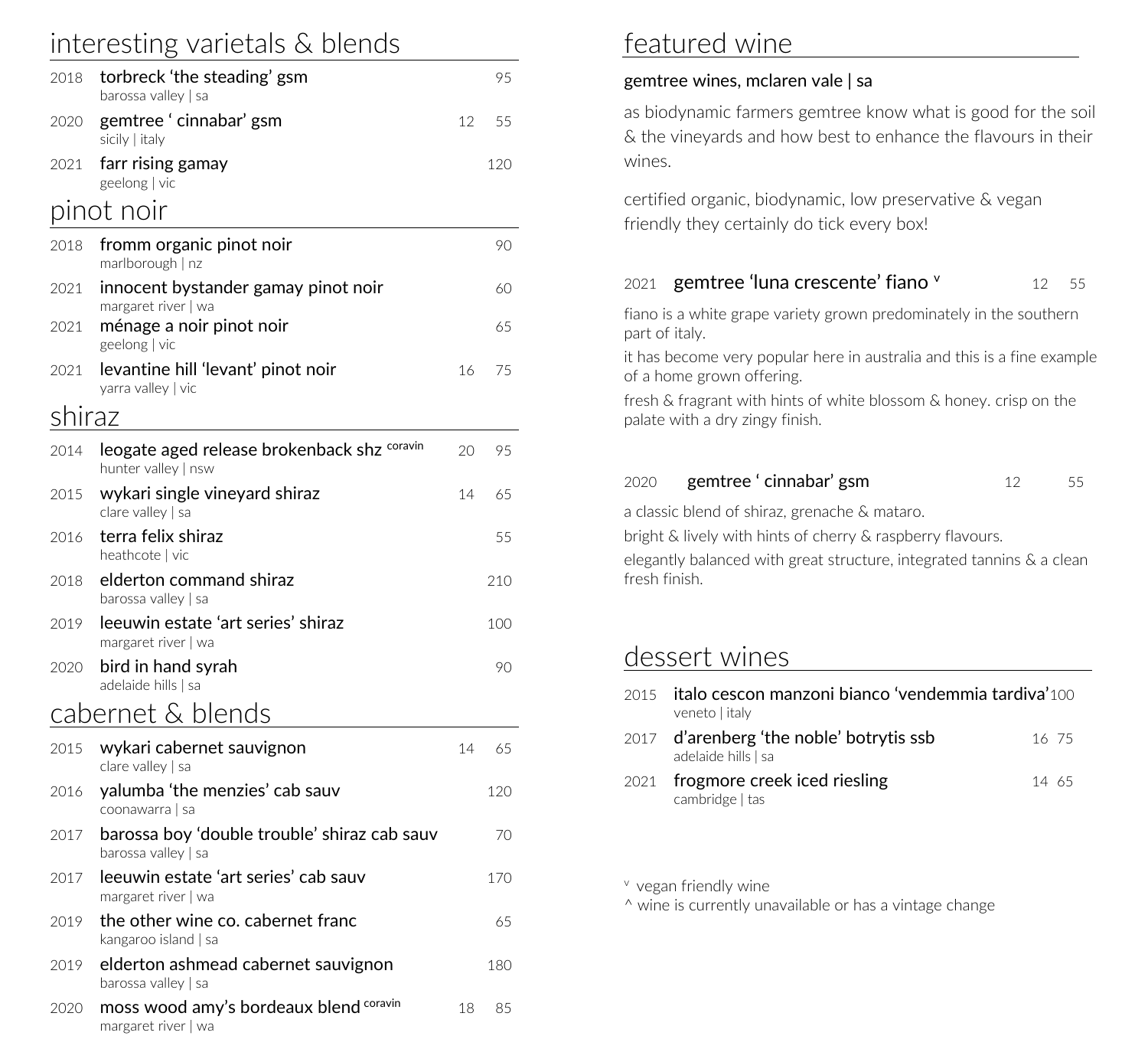## interesting varietals & blends

| | | | |
|---|---|---|---|
| 2018 | torbreck 'the steading' gsm<br>barossa valley \| sa | | 95 |
| 2020 | gemtree ' cinnabar' gsm<br>sicily \| italy | 12 | 55 |
| 2021 | farr rising gamay<br>geelong \| vic | | 120 |

## pinot noir

| | | | |
|---|---|---|---|
| 2018 | fromm organic pinot noir<br>marlborough \| nz | | 90 |
| 2021 | innocent bystander gamay pinot noir<br>margaret river \| wa | | 60 |
| 2021 | ménage a noir pinot noir<br>geelong \| vic | | 65 |
| 2021 | levantine hill 'levant' pinot noir<br>yarra valley \| vic | 16 | 75 |

## shiraz

| | | | |
|---|---|---|---|
| 2014 | leogate aged release brokenback shz coravin<br>hunter valley \| nsw | 20 | 95 |
| 2015 | wykari single vineyard shiraz<br>clare valley \| sa | 14 | 65 |
| 2016 | terra felix shiraz<br>heathcote \| vic | | 55 |
| 2018 | elderton command shiraz<br>barossa valley \| sa | | 210 |
| 2019 | leeuwin estate 'art series' shiraz<br>margaret river \| wa | | 100 |
| 2020 | bird in hand syrah<br>adelaide hills \| sa | | 90 |

## cabernet & blends

| | | | |
|---|---|---|---|
| 2015 | wykari cabernet sauvignon<br>clare valley \| sa | 14 | 65 |
| 2016 | yalumba 'the menzies' cab sauv<br>coonawarra \| sa | | 120 |
| 2017 | barossa boy 'double trouble' shiraz cab sauv<br>barossa valley \| sa | | 70 |
| 2017 | leeuwin estate 'art series' cab sauv<br>margaret river \| wa | | 170 |
| 2019 | the other wine co. cabernet franc<br>kangaroo island \| sa | | 65 |
| 2019 | elderton ashmead cabernet sauvignon<br>barossa valley \| sa | | 180 |
| 2020 | moss wood amy's bordeaux blend coravin<br>margaret river \| wa | 18 | 85 |

## featured wine

**gemtree wines, mclaren vale | sa**

as biodynamic farmers gemtree know what is good for the soil & the vineyards and how best to enhance the flavours in their wines.

certified organic, biodynamic, low preservative & vegan friendly they certainly do tick every box!

| | | | |
|---|---|---|---|
| 2021 | gemtree 'luna crescente' fiano v | 12 | 55 |

fiano is a white grape variety grown predominately in the southern part of italy.

it has become very popular here in australia and this is a fine example of a home grown offering.

fresh & fragrant with hints of white blossom & honey. crisp on the palate with a dry zingy finish.

| | | | |
|---|---|---|---|
| 2020 | gemtree ' cinnabar' gsm | 12 | 55 |

a classic blend of shiraz, grenache & mataro.

bright & lively with hints of cherry & raspberry flavours.

elegantly balanced with great structure, integrated tannins & a clean fresh finish.

## dessert wines

| | | | |
|---|---|---|---|
| 2015 | italo cescon manzoni bianco 'vendemmia tardiva'<br>veneto \| italy | | 100 |
| 2017 | d'arenberg 'the noble' botrytis ssb<br>adelaide hills \| sa | 16 | 75 |
| 2021 | frogmore creek iced riesling<br>cambridge \| tas | 14 | 65 |

v vegan friendly wine

^ wine is currently unavailable or has a vintage change